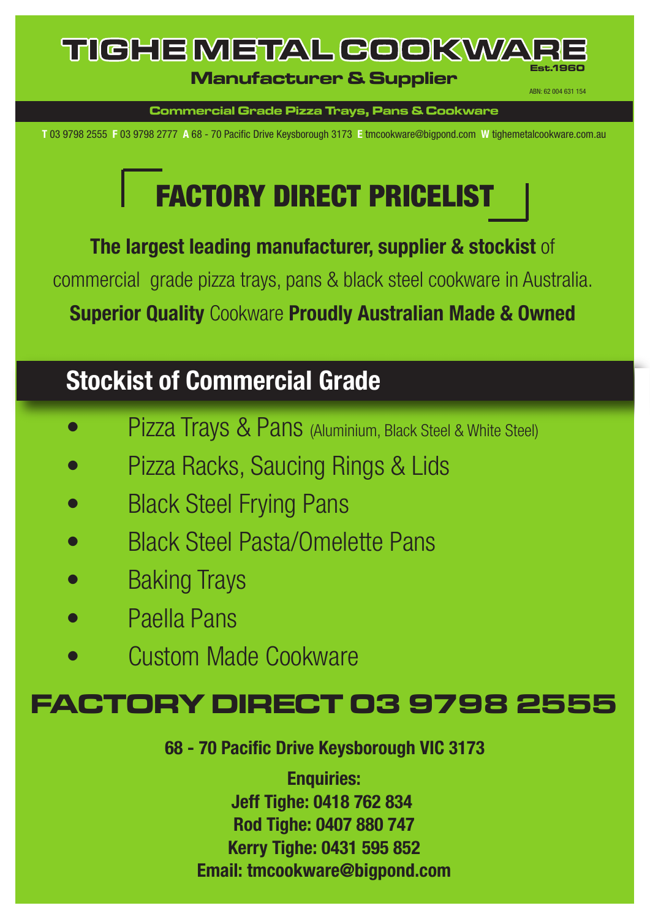# TIGHE METAL COOKWARE

Est.1960

**Manufacturer & Supplier**

ABN: 62 004 631 154

**Commercial Grade Pizza Trays, Pans & Cookware**

**T** 03 9798 2555 **F** 03 9798 2777 **A** 68 - 70 Pacific Drive Keysborough 3173 **E** tmcookware@bigpond.com **W** tighemetalcookware.com.au

# FACTORY DIRECT PRICELIST

**The largest leading manufacturer, supplier & stockist** of commercial grade pizza trays, pans & black steel cookware in Australia.

**Superior Quality** Cookware **Proudly Australian Made & Owned**

## Stockist of Commercial Grade

- Pizza Trays & Pans (Aluminium, Black Steel & White Steel)
- Pizza Racks, Saucing Rings & Lids
- Black Steel Frying Pans
- Black Steel Pasta/Omelette Pans
- Baking Trays
- Paella Pans
- Custom Made Cookware

# FACTORY DIRECT 03 9798 2555

**68 - 70 Pacific Drive Keysborough VIC 3173**

**Enquiries:**
**Jeff Tighe: 0418 762 834**
**Rod Tighe: 0407 880 747**
**Kerry Tighe: 0431 595 852**
**Email: tmcookware@bigpond.com**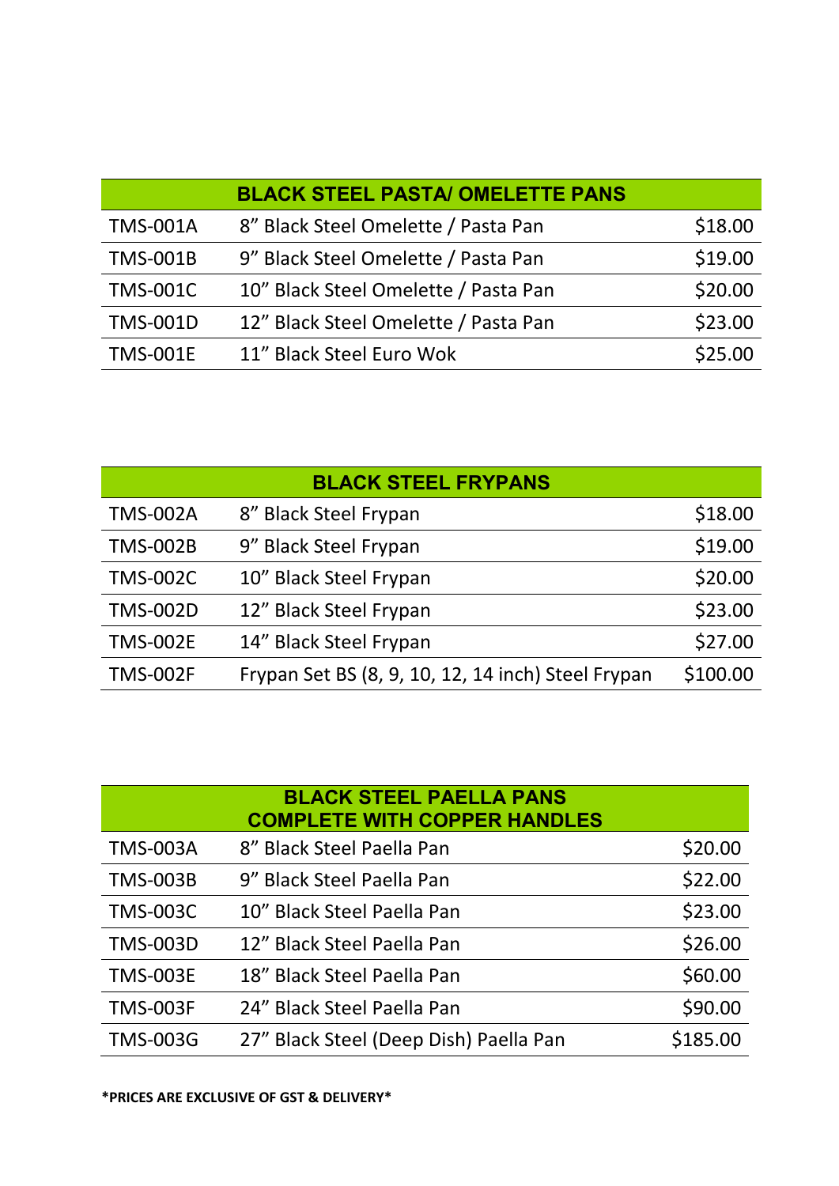| BLACK STEEL PASTA/ OMELETTE PANS | | |
|---|---|---|
| TMS-001A | 8” Black Steel Omelette / Pasta Pan | $18.00 |
| TMS-001B | 9” Black Steel Omelette / Pasta Pan | $19.00 |
| TMS-001C | 10” Black Steel Omelette / Pasta Pan | $20.00 |
| TMS-001D | 12” Black Steel Omelette / Pasta Pan | $23.00 |
| TMS-001E | 11” Black Steel Euro Wok | $25.00 |

| BLACK STEEL FRYPANS | | |
|---|---|---|
| TMS-002A | 8” Black Steel Frypan | $18.00 |
| TMS-002B | 9” Black Steel Frypan | $19.00 |
| TMS-002C | 10” Black Steel Frypan | $20.00 |
| TMS-002D | 12” Black Steel Frypan | $23.00 |
| TMS-002E | 14” Black Steel Frypan | $27.00 |
| TMS-002F | Frypan Set BS (8, 9, 10, 12, 14 inch) Steel Frypan | $100.00 |

| BLACK STEEL PAELLA PANS COMPLETE WITH COPPER HANDLES | | |
|---|---|---|
| TMS-003A | 8” Black Steel Paella Pan | $20.00 |
| TMS-003B | 9” Black Steel Paella Pan | $22.00 |
| TMS-003C | 10” Black Steel Paella Pan | $23.00 |
| TMS-003D | 12” Black Steel Paella Pan | $26.00 |
| TMS-003E | 18” Black Steel Paella Pan | $60.00 |
| TMS-003F | 24” Black Steel Paella Pan | $90.00 |
| TMS-003G | 27” Black Steel (Deep Dish) Paella Pan | $185.00 |

**\*PRICES ARE EXCLUSIVE OF GST & DELIVERY\***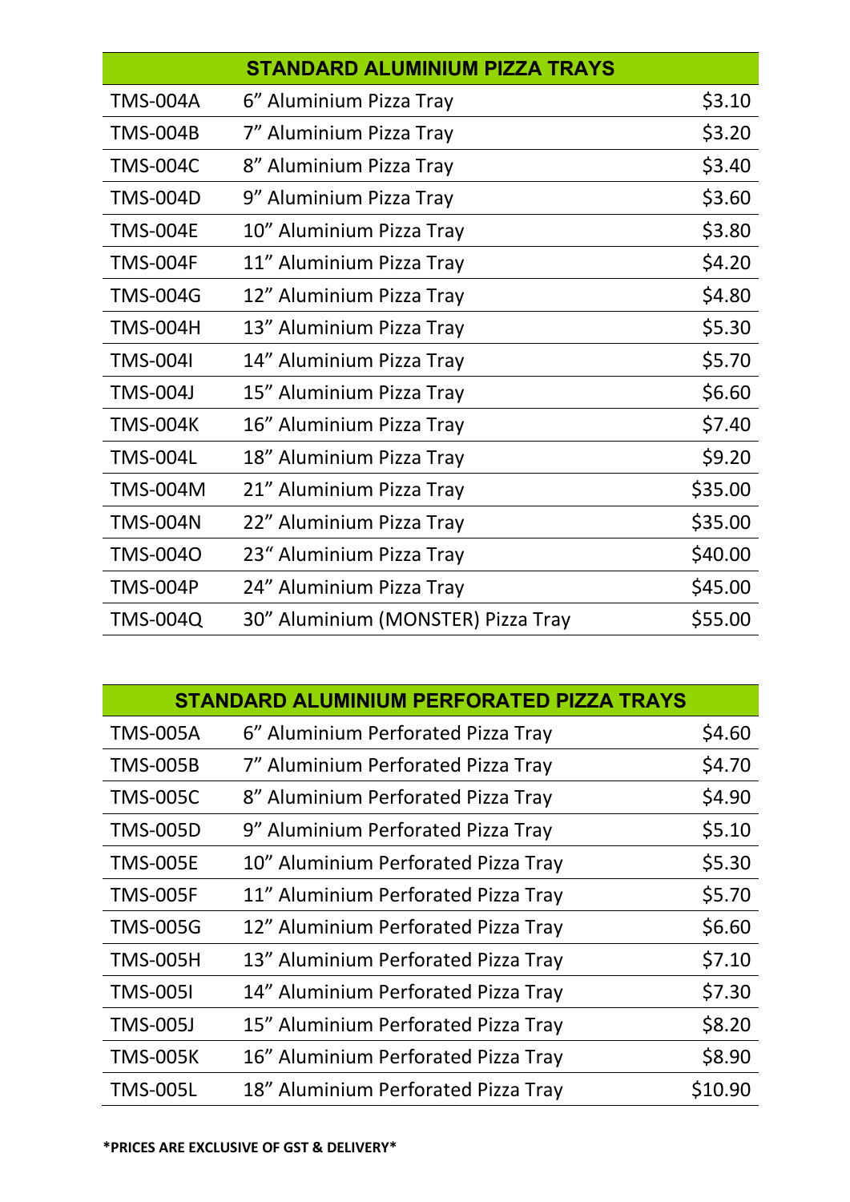| STANDARD ALUMINIUM PIZZA TRAYS | | |
|---|---|---|
| TMS-004A | 6" Aluminium Pizza Tray | $3.10 |
| TMS-004B | 7" Aluminium Pizza Tray | $3.20 |
| TMS-004C | 8" Aluminium Pizza Tray | $3.40 |
| TMS-004D | 9" Aluminium Pizza Tray | $3.60 |
| TMS-004E | 10" Aluminium Pizza Tray | $3.80 |
| TMS-004F | 11" Aluminium Pizza Tray | $4.20 |
| TMS-004G | 12" Aluminium Pizza Tray | $4.80 |
| TMS-004H | 13" Aluminium Pizza Tray | $5.30 |
| TMS-004I | 14" Aluminium Pizza Tray | $5.70 |
| TMS-004J | 15" Aluminium Pizza Tray | $6.60 |
| TMS-004K | 16" Aluminium Pizza Tray | $7.40 |
| TMS-004L | 18" Aluminium Pizza Tray | $9.20 |
| TMS-004M | 21" Aluminium Pizza Tray | $35.00 |
| TMS-004N | 22" Aluminium Pizza Tray | $35.00 |
| TMS-004O | 23" Aluminium Pizza Tray | $40.00 |
| TMS-004P | 24" Aluminium Pizza Tray | $45.00 |
| TMS-004Q | 30" Aluminium (MONSTER) Pizza Tray | $55.00 |

| STANDARD ALUMINIUM PERFORATED PIZZA TRAYS | | |
|---|---|---|
| TMS-005A | 6" Aluminium Perforated Pizza Tray | $4.60 |
| TMS-005B | 7" Aluminium Perforated Pizza Tray | $4.70 |
| TMS-005C | 8" Aluminium Perforated Pizza Tray | $4.90 |
| TMS-005D | 9" Aluminium Perforated Pizza Tray | $5.10 |
| TMS-005E | 10" Aluminium Perforated Pizza Tray | $5.30 |
| TMS-005F | 11" Aluminium Perforated Pizza Tray | $5.70 |
| TMS-005G | 12" Aluminium Perforated Pizza Tray | $6.60 |
| TMS-005H | 13" Aluminium Perforated Pizza Tray | $7.10 |
| TMS-005I | 14" Aluminium Perforated Pizza Tray | $7.30 |
| TMS-005J | 15" Aluminium Perforated Pizza Tray | $8.20 |
| TMS-005K | 16" Aluminium Perforated Pizza Tray | $8.90 |
| TMS-005L | 18" Aluminium Perforated Pizza Tray | $10.90 |

**\*PRICES ARE EXCLUSIVE OF GST & DELIVERY\***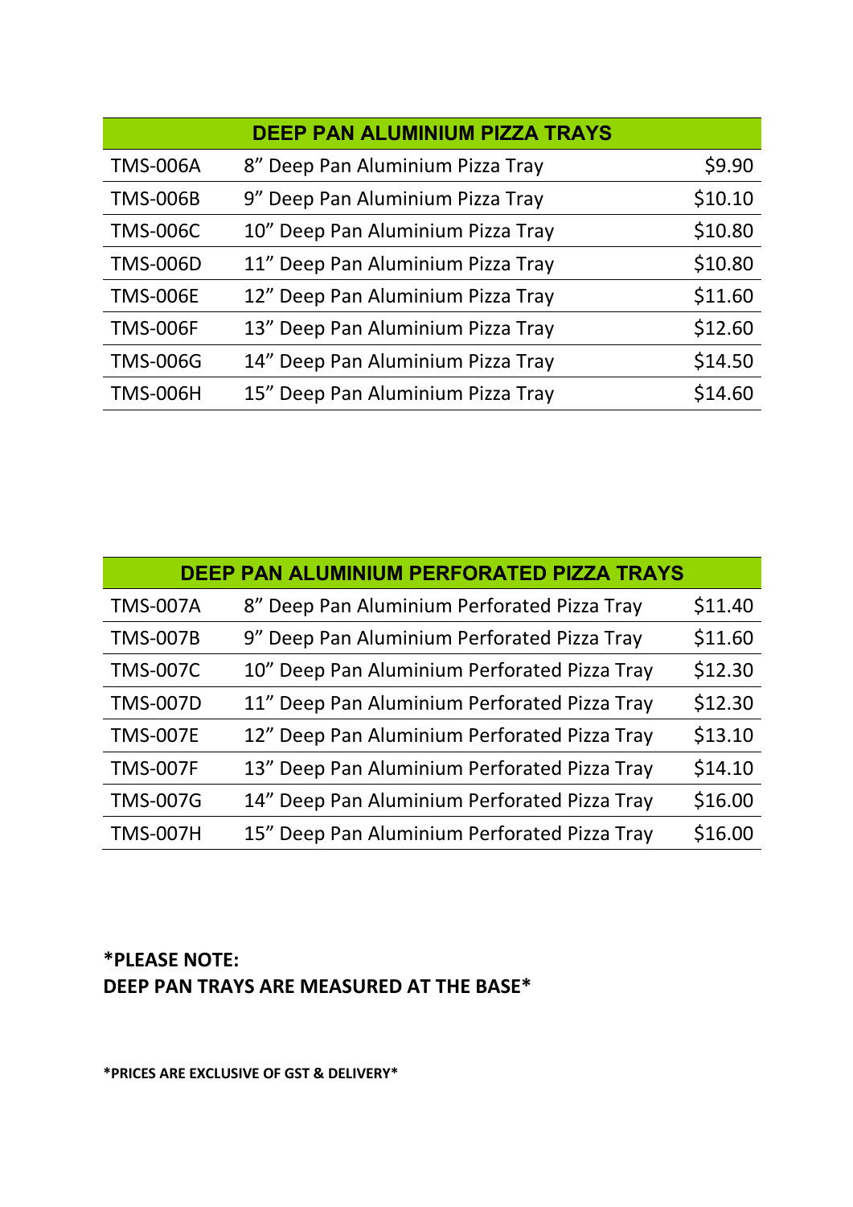| DEEP PAN ALUMINIUM PIZZA TRAYS | | |
|---|---|---|
| TMS-006A | 8” Deep Pan Aluminium Pizza Tray | $9.90 |
| TMS-006B | 9” Deep Pan Aluminium Pizza Tray | $10.10 |
| TMS-006C | 10” Deep Pan Aluminium Pizza Tray | $10.80 |
| TMS-006D | 11” Deep Pan Aluminium Pizza Tray | $10.80 |
| TMS-006E | 12” Deep Pan Aluminium Pizza Tray | $11.60 |
| TMS-006F | 13” Deep Pan Aluminium Pizza Tray | $12.60 |
| TMS-006G | 14” Deep Pan Aluminium Pizza Tray | $14.50 |
| TMS-006H | 15” Deep Pan Aluminium Pizza Tray | $14.60 |

| DEEP PAN ALUMINIUM PERFORATED PIZZA TRAYS | | |
|---|---|---|
| TMS-007A | 8” Deep Pan Aluminium Perforated Pizza Tray | $11.40 |
| TMS-007B | 9” Deep Pan Aluminium Perforated Pizza Tray | $11.60 |
| TMS-007C | 10” Deep Pan Aluminium Perforated Pizza Tray | $12.30 |
| TMS-007D | 11” Deep Pan Aluminium Perforated Pizza Tray | $12.30 |
| TMS-007E | 12” Deep Pan Aluminium Perforated Pizza Tray | $13.10 |
| TMS-007F | 13” Deep Pan Aluminium Perforated Pizza Tray | $14.10 |
| TMS-007G | 14” Deep Pan Aluminium Perforated Pizza Tray | $16.00 |
| TMS-007H | 15” Deep Pan Aluminium Perforated Pizza Tray | $16.00 |

**\*PLEASE NOTE:**
**DEEP PAN TRAYS ARE MEASURED AT THE BASE\***

**\*PRICES ARE EXCLUSIVE OF GST & DELIVERY\***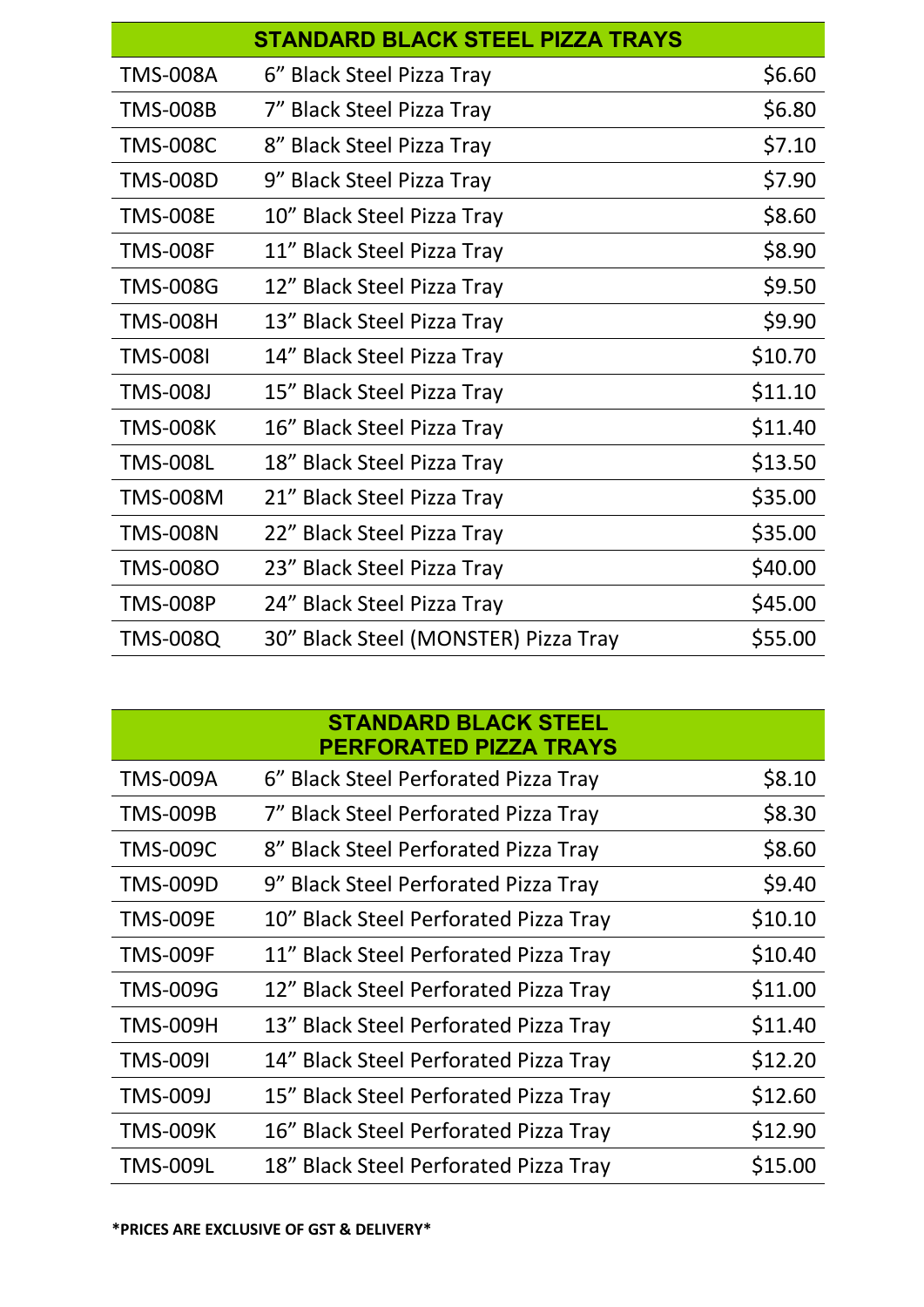| STANDARD BLACK STEEL PIZZA TRAYS | | |
|---|---|---|
| TMS-008A | 6" Black Steel Pizza Tray | $6.60 |
| TMS-008B | 7" Black Steel Pizza Tray | $6.80 |
| TMS-008C | 8" Black Steel Pizza Tray | $7.10 |
| TMS-008D | 9" Black Steel Pizza Tray | $7.90 |
| TMS-008E | 10" Black Steel Pizza Tray | $8.60 |
| TMS-008F | 11" Black Steel Pizza Tray | $8.90 |
| TMS-008G | 12" Black Steel Pizza Tray | $9.50 |
| TMS-008H | 13" Black Steel Pizza Tray | $9.90 |
| TMS-008I | 14" Black Steel Pizza Tray | $10.70 |
| TMS-008J | 15" Black Steel Pizza Tray | $11.10 |
| TMS-008K | 16" Black Steel Pizza Tray | $11.40 |
| TMS-008L | 18" Black Steel Pizza Tray | $13.50 |
| TMS-008M | 21" Black Steel Pizza Tray | $35.00 |
| TMS-008N | 22" Black Steel Pizza Tray | $35.00 |
| TMS-008O | 23" Black Steel Pizza Tray | $40.00 |
| TMS-008P | 24" Black Steel Pizza Tray | $45.00 |
| TMS-008Q | 30" Black Steel (MONSTER) Pizza Tray | $55.00 |

| STANDARD BLACK STEEL PERFORATED PIZZA TRAYS | | |
|---|---|---|
| TMS-009A | 6" Black Steel Perforated Pizza Tray | $8.10 |
| TMS-009B | 7" Black Steel Perforated Pizza Tray | $8.30 |
| TMS-009C | 8" Black Steel Perforated Pizza Tray | $8.60 |
| TMS-009D | 9" Black Steel Perforated Pizza Tray | $9.40 |
| TMS-009E | 10" Black Steel Perforated Pizza Tray | $10.10 |
| TMS-009F | 11" Black Steel Perforated Pizza Tray | $10.40 |
| TMS-009G | 12" Black Steel Perforated Pizza Tray | $11.00 |
| TMS-009H | 13" Black Steel Perforated Pizza Tray | $11.40 |
| TMS-009I | 14" Black Steel Perforated Pizza Tray | $12.20 |
| TMS-009J | 15" Black Steel Perforated Pizza Tray | $12.60 |
| TMS-009K | 16" Black Steel Perforated Pizza Tray | $12.90 |
| TMS-009L | 18" Black Steel Perforated Pizza Tray | $15.00 |

**\*PRICES ARE EXCLUSIVE OF GST & DELIVERY\***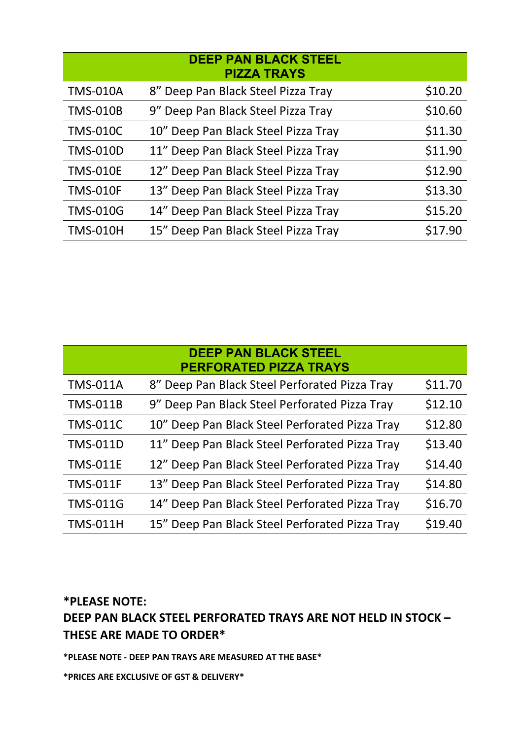| DEEP PAN BLACK STEEL PIZZA TRAYS | | |
|---|---|---|
| TMS-010A | 8” Deep Pan Black Steel Pizza Tray | $10.20 |
| TMS-010B | 9” Deep Pan Black Steel Pizza Tray | $10.60 |
| TMS-010C | 10” Deep Pan Black Steel Pizza Tray | $11.30 |
| TMS-010D | 11” Deep Pan Black Steel Pizza Tray | $11.90 |
| TMS-010E | 12” Deep Pan Black Steel Pizza Tray | $12.90 |
| TMS-010F | 13” Deep Pan Black Steel Pizza Tray | $13.30 |
| TMS-010G | 14” Deep Pan Black Steel Pizza Tray | $15.20 |
| TMS-010H | 15” Deep Pan Black Steel Pizza Tray | $17.90 |

| DEEP PAN BLACK STEEL PERFORATED PIZZA TRAYS | | |
|---|---|---|
| TMS-011A | 8” Deep Pan Black Steel Perforated Pizza Tray | $11.70 |
| TMS-011B | 9” Deep Pan Black Steel Perforated Pizza Tray | $12.10 |
| TMS-011C | 10” Deep Pan Black Steel Perforated Pizza Tray | $12.80 |
| TMS-011D | 11” Deep Pan Black Steel Perforated Pizza Tray | $13.40 |
| TMS-011E | 12” Deep Pan Black Steel Perforated Pizza Tray | $14.40 |
| TMS-011F | 13” Deep Pan Black Steel Perforated Pizza Tray | $14.80 |
| TMS-011G | 14” Deep Pan Black Steel Perforated Pizza Tray | $16.70 |
| TMS-011H | 15” Deep Pan Black Steel Perforated Pizza Tray | $19.40 |

**\*PLEASE NOTE:**
**DEEP PAN BLACK STEEL PERFORATED TRAYS ARE NOT HELD IN STOCK – THESE ARE MADE TO ORDER\***

**\*PLEASE NOTE - DEEP PAN TRAYS ARE MEASURED AT THE BASE\***

**\*PRICES ARE EXCLUSIVE OF GST & DELIVERY\***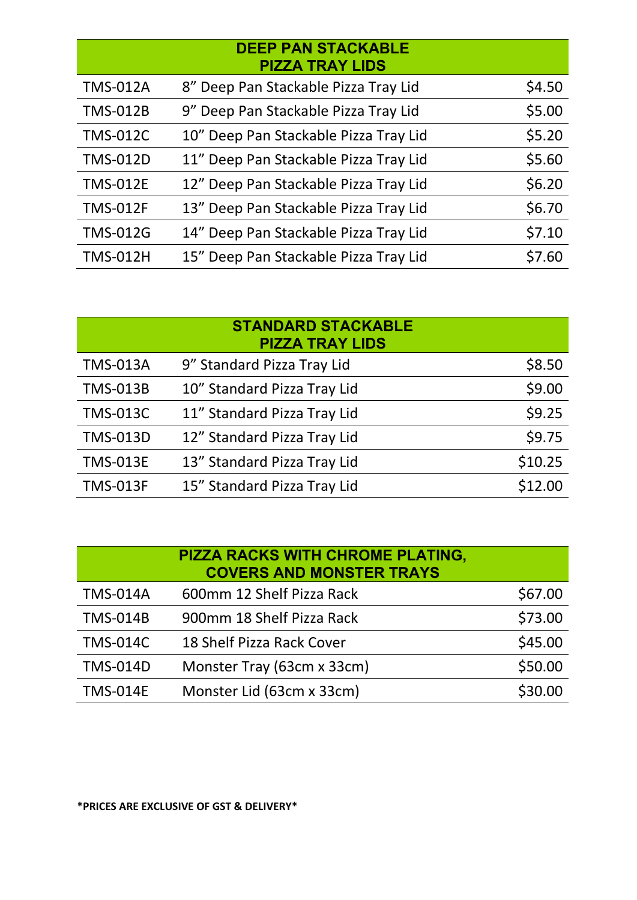| DEEP PAN STACKABLE PIZZA TRAY LIDS | | |
|---|---|---|
| TMS-012A | 8" Deep Pan Stackable Pizza Tray Lid | $4.50 |
| TMS-012B | 9" Deep Pan Stackable Pizza Tray Lid | $5.00 |
| TMS-012C | 10" Deep Pan Stackable Pizza Tray Lid | $5.20 |
| TMS-012D | 11" Deep Pan Stackable Pizza Tray Lid | $5.60 |
| TMS-012E | 12" Deep Pan Stackable Pizza Tray Lid | $6.20 |
| TMS-012F | 13" Deep Pan Stackable Pizza Tray Lid | $6.70 |
| TMS-012G | 14" Deep Pan Stackable Pizza Tray Lid | $7.10 |
| TMS-012H | 15" Deep Pan Stackable Pizza Tray Lid | $7.60 |

| STANDARD STACKABLE PIZZA TRAY LIDS | | |
|---|---|---|
| TMS-013A | 9" Standard Pizza Tray Lid | $8.50 |
| TMS-013B | 10" Standard Pizza Tray Lid | $9.00 |
| TMS-013C | 11" Standard Pizza Tray Lid | $9.25 |
| TMS-013D | 12" Standard Pizza Tray Lid | $9.75 |
| TMS-013E | 13" Standard Pizza Tray Lid | $10.25 |
| TMS-013F | 15" Standard Pizza Tray Lid | $12.00 |

| PIZZA RACKS WITH CHROME PLATING, COVERS AND MONSTER TRAYS | | |
|---|---|---|
| TMS-014A | 600mm 12 Shelf Pizza Rack | $67.00 |
| TMS-014B | 900mm 18 Shelf Pizza Rack | $73.00 |
| TMS-014C | 18 Shelf Pizza Rack Cover | $45.00 |
| TMS-014D | Monster Tray (63cm x 33cm) | $50.00 |
| TMS-014E | Monster Lid (63cm x 33cm) | $30.00 |

**\*PRICES ARE EXCLUSIVE OF GST & DELIVERY\***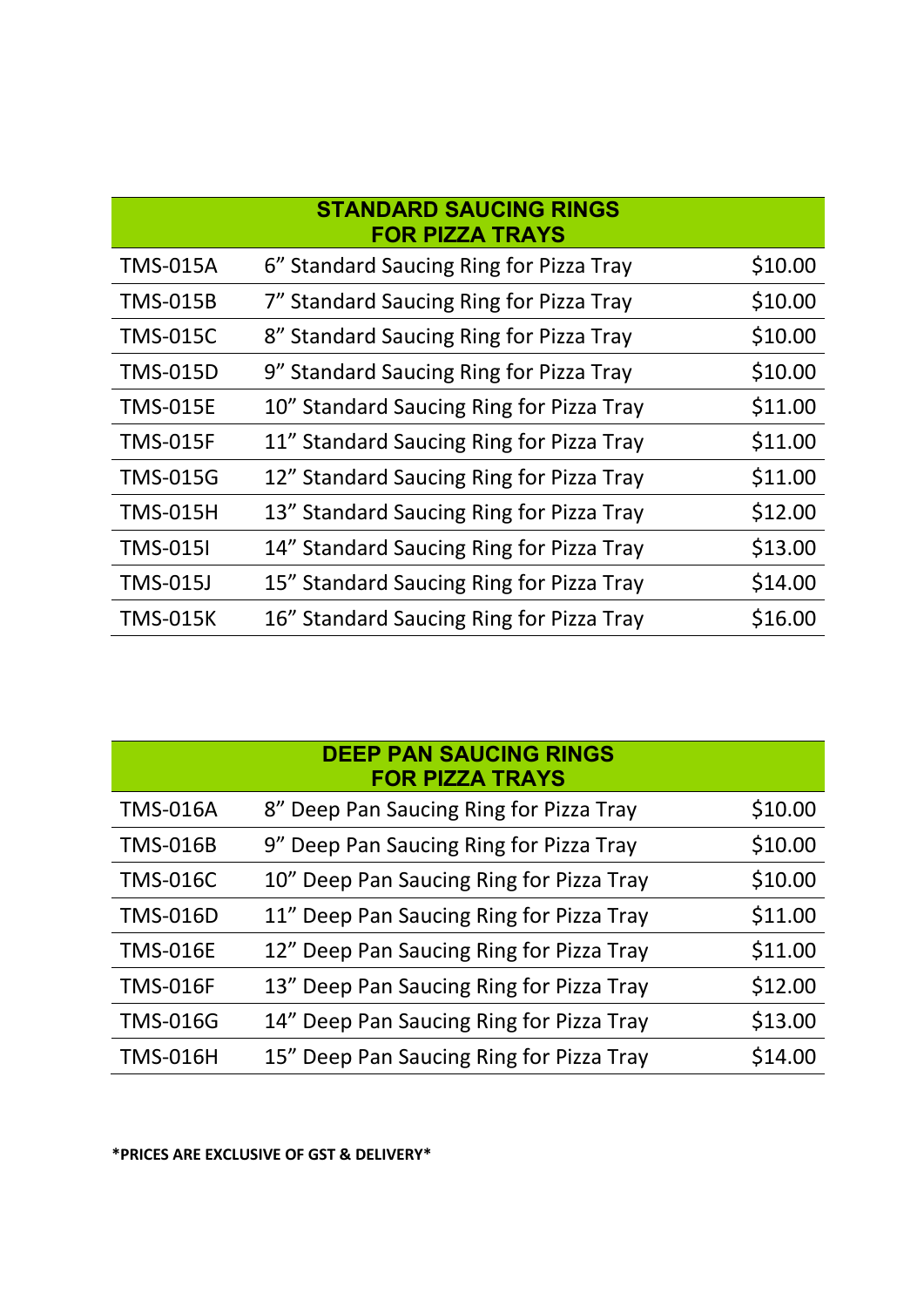| STANDARD SAUCING RINGS FOR PIZZA TRAYS | | |
|---|---|---|
| TMS-015A | 6” Standard Saucing Ring for Pizza Tray | $10.00 |
| TMS-015B | 7” Standard Saucing Ring for Pizza Tray | $10.00 |
| TMS-015C | 8” Standard Saucing Ring for Pizza Tray | $10.00 |
| TMS-015D | 9” Standard Saucing Ring for Pizza Tray | $10.00 |
| TMS-015E | 10” Standard Saucing Ring for Pizza Tray | $11.00 |
| TMS-015F | 11” Standard Saucing Ring for Pizza Tray | $11.00 |
| TMS-015G | 12” Standard Saucing Ring for Pizza Tray | $11.00 |
| TMS-015H | 13” Standard Saucing Ring for Pizza Tray | $12.00 |
| TMS-015I | 14” Standard Saucing Ring for Pizza Tray | $13.00 |
| TMS-015J | 15” Standard Saucing Ring for Pizza Tray | $14.00 |
| TMS-015K | 16” Standard Saucing Ring for Pizza Tray | $16.00 |

| DEEP PAN SAUCING RINGS FOR PIZZA TRAYS | | |
|---|---|---|
| TMS-016A | 8” Deep Pan Saucing Ring for Pizza Tray | $10.00 |
| TMS-016B | 9” Deep Pan Saucing Ring for Pizza Tray | $10.00 |
| TMS-016C | 10” Deep Pan Saucing Ring for Pizza Tray | $10.00 |
| TMS-016D | 11” Deep Pan Saucing Ring for Pizza Tray | $11.00 |
| TMS-016E | 12” Deep Pan Saucing Ring for Pizza Tray | $11.00 |
| TMS-016F | 13” Deep Pan Saucing Ring for Pizza Tray | $12.00 |
| TMS-016G | 14” Deep Pan Saucing Ring for Pizza Tray | $13.00 |
| TMS-016H | 15” Deep Pan Saucing Ring for Pizza Tray | $14.00 |

**\*PRICES ARE EXCLUSIVE OF GST & DELIVERY\***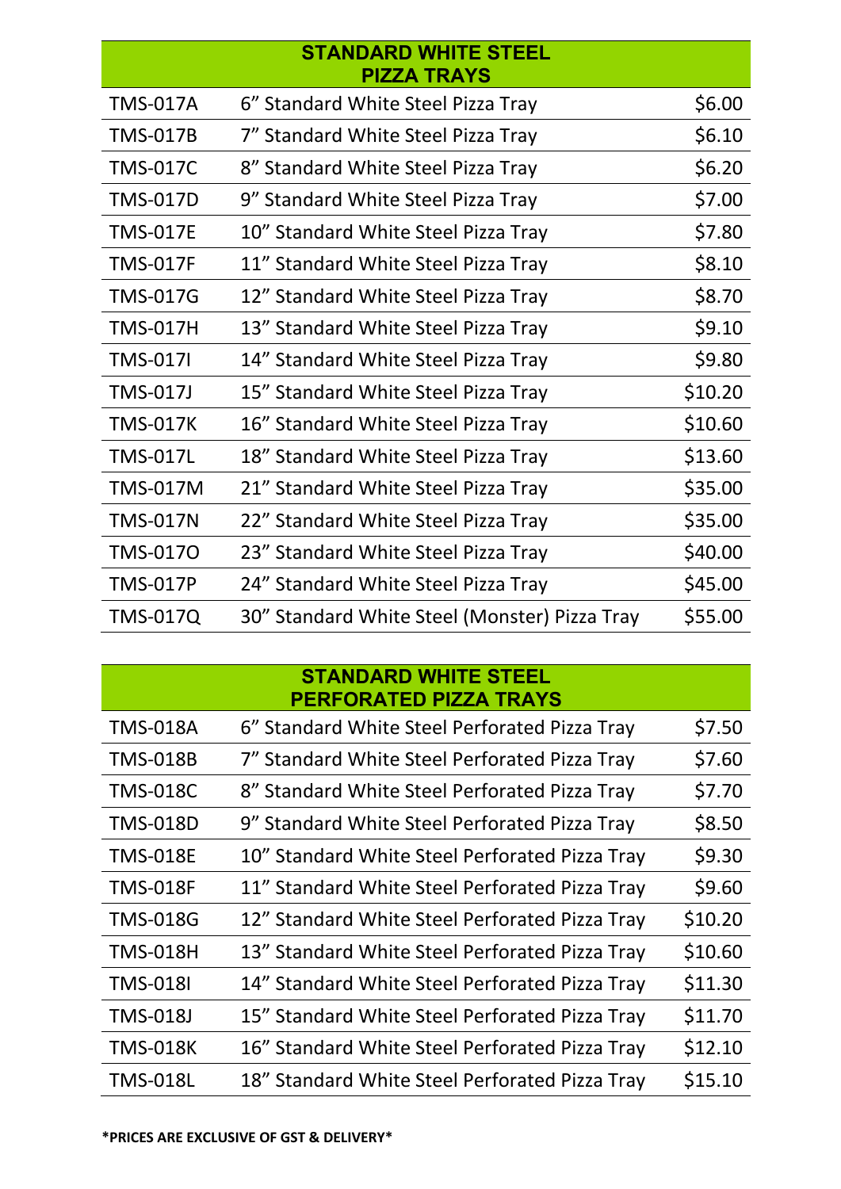| STANDARD WHITE STEEL PIZZA TRAYS | | |
|---|---|---|
| TMS-017A | 6" Standard White Steel Pizza Tray | $6.00 |
| TMS-017B | 7" Standard White Steel Pizza Tray | $6.10 |
| TMS-017C | 8" Standard White Steel Pizza Tray | $6.20 |
| TMS-017D | 9" Standard White Steel Pizza Tray | $7.00 |
| TMS-017E | 10" Standard White Steel Pizza Tray | $7.80 |
| TMS-017F | 11" Standard White Steel Pizza Tray | $8.10 |
| TMS-017G | 12" Standard White Steel Pizza Tray | $8.70 |
| TMS-017H | 13" Standard White Steel Pizza Tray | $9.10 |
| TMS-017I | 14" Standard White Steel Pizza Tray | $9.80 |
| TMS-017J | 15" Standard White Steel Pizza Tray | $10.20 |
| TMS-017K | 16" Standard White Steel Pizza Tray | $10.60 |
| TMS-017L | 18" Standard White Steel Pizza Tray | $13.60 |
| TMS-017M | 21" Standard White Steel Pizza Tray | $35.00 |
| TMS-017N | 22" Standard White Steel Pizza Tray | $35.00 |
| TMS-017O | 23" Standard White Steel Pizza Tray | $40.00 |
| TMS-017P | 24" Standard White Steel Pizza Tray | $45.00 |
| TMS-017Q | 30" Standard White Steel (Monster) Pizza Tray | $55.00 |

| STANDARD WHITE STEEL PERFORATED PIZZA TRAYS | | |
|---|---|---|
| TMS-018A | 6" Standard White Steel Perforated Pizza Tray | $7.50 |
| TMS-018B | 7" Standard White Steel Perforated Pizza Tray | $7.60 |
| TMS-018C | 8" Standard White Steel Perforated Pizza Tray | $7.70 |
| TMS-018D | 9" Standard White Steel Perforated Pizza Tray | $8.50 |
| TMS-018E | 10" Standard White Steel Perforated Pizza Tray | $9.30 |
| TMS-018F | 11" Standard White Steel Perforated Pizza Tray | $9.60 |
| TMS-018G | 12" Standard White Steel Perforated Pizza Tray | $10.20 |
| TMS-018H | 13" Standard White Steel Perforated Pizza Tray | $10.60 |
| TMS-018I | 14" Standard White Steel Perforated Pizza Tray | $11.30 |
| TMS-018J | 15" Standard White Steel Perforated Pizza Tray | $11.70 |
| TMS-018K | 16" Standard White Steel Perforated Pizza Tray | $12.10 |
| TMS-018L | 18" Standard White Steel Perforated Pizza Tray | $15.10 |

**\*PRICES ARE EXCLUSIVE OF GST & DELIVERY\***